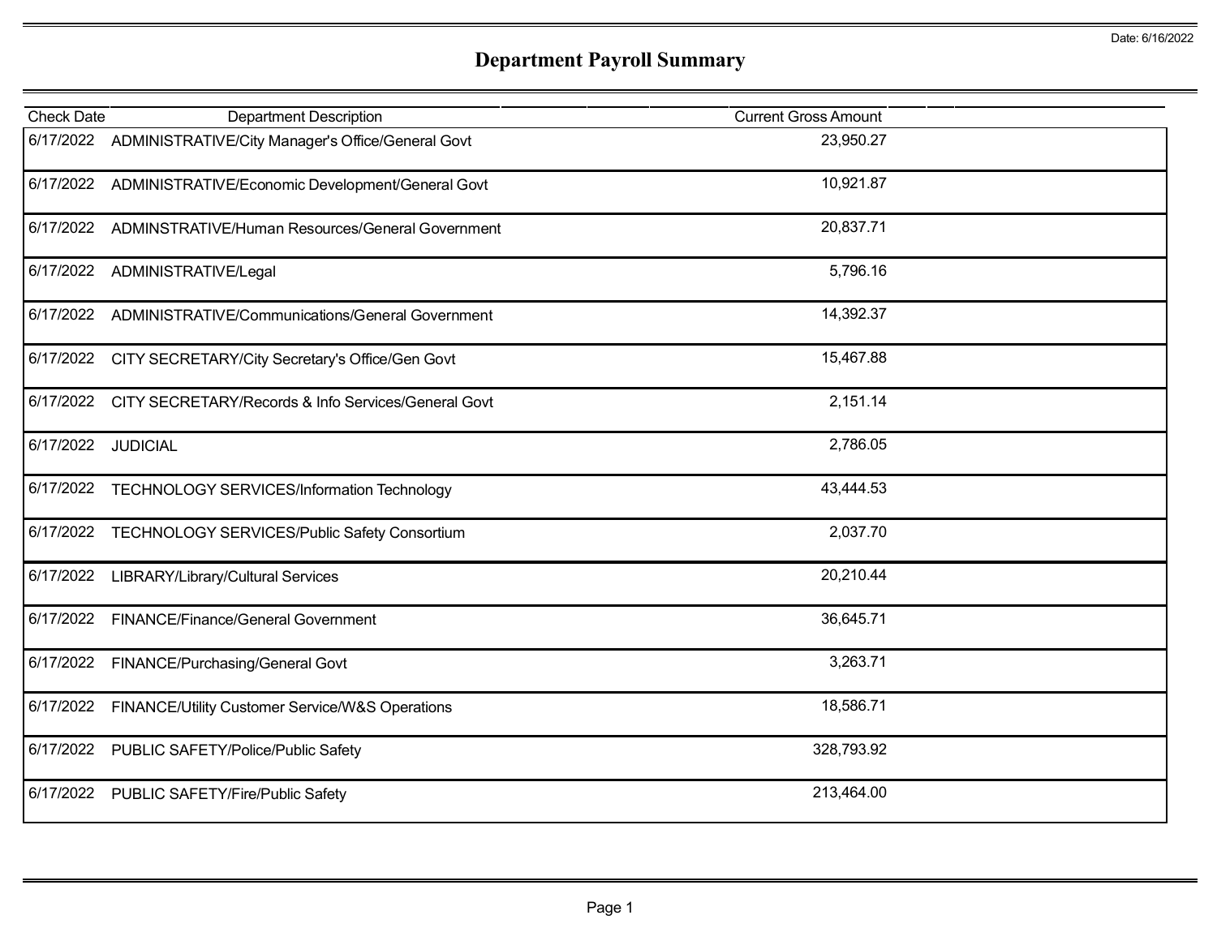Date: 6/16/2022

# Department Payroll Summary

| Check Date | Department Description | Current Gross Amount |
|---|---|---|
| 6/17/2022 | ADMINISTRATIVE/City Manager's Office/General Govt | 23,950.27 |
| 6/17/2022 | ADMINISTRATIVE/Economic Development/General Govt | 10,921.87 |
| 6/17/2022 | ADMINSTRATIVE/Human Resources/General Government | 20,837.71 |
| 6/17/2022 | ADMINISTRATIVE/Legal | 5,796.16 |
| 6/17/2022 | ADMINISTRATIVE/Communications/General Government | 14,392.37 |
| 6/17/2022 | CITY SECRETARY/City Secretary's Office/Gen Govt | 15,467.88 |
| 6/17/2022 | CITY SECRETARY/Records & Info Services/General Govt | 2,151.14 |
| 6/17/2022 | JUDICIAL | 2,786.05 |
| 6/17/2022 | TECHNOLOGY SERVICES/Information Technology | 43,444.53 |
| 6/17/2022 | TECHNOLOGY SERVICES/Public Safety Consortium | 2,037.70 |
| 6/17/2022 | LIBRARY/Library/Cultural Services | 20,210.44 |
| 6/17/2022 | FINANCE/Finance/General Government | 36,645.71 |
| 6/17/2022 | FINANCE/Purchasing/General Govt | 3,263.71 |
| 6/17/2022 | FINANCE/Utility Customer Service/W&S Operations | 18,586.71 |
| 6/17/2022 | PUBLIC SAFETY/Police/Public Safety | 328,793.92 |
| 6/17/2022 | PUBLIC SAFETY/Fire/Public Safety | 213,464.00 |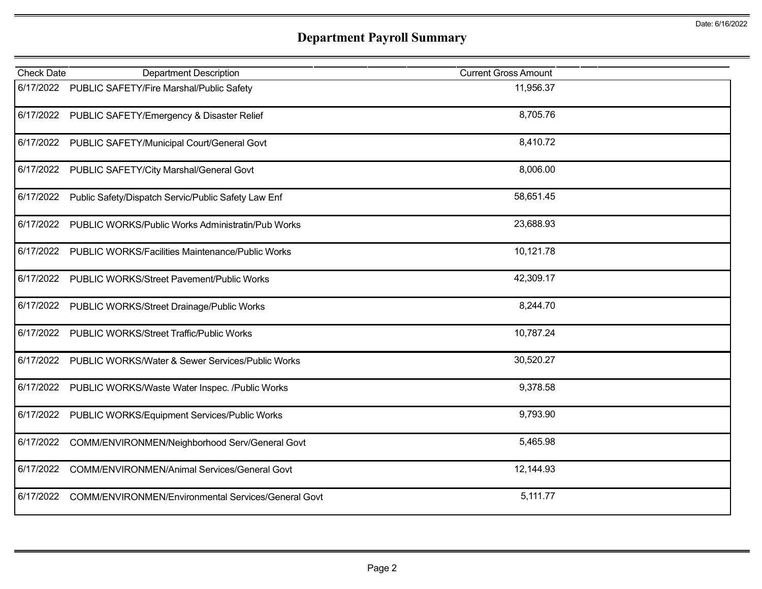Date: 6/16/2022

# Department Payroll Summary

| Check Date | Department Description | Current Gross Amount |
|---|---|---|
| 6/17/2022 | PUBLIC SAFETY/Fire Marshal/Public Safety | 11,956.37 |
| 6/17/2022 | PUBLIC SAFETY/Emergency & Disaster Relief | 8,705.76 |
| 6/17/2022 | PUBLIC SAFETY/Municipal Court/General Govt | 8,410.72 |
| 6/17/2022 | PUBLIC SAFETY/City Marshal/General Govt | 8,006.00 |
| 6/17/2022 | Public Safety/Dispatch Servic/Public Safety Law Enf | 58,651.45 |
| 6/17/2022 | PUBLIC WORKS/Public Works Administratin/Pub Works | 23,688.93 |
| 6/17/2022 | PUBLIC WORKS/Facilities Maintenance/Public Works | 10,121.78 |
| 6/17/2022 | PUBLIC WORKS/Street Pavement/Public Works | 42,309.17 |
| 6/17/2022 | PUBLIC WORKS/Street Drainage/Public Works | 8,244.70 |
| 6/17/2022 | PUBLIC WORKS/Street Traffic/Public Works | 10,787.24 |
| 6/17/2022 | PUBLIC WORKS/Water & Sewer Services/Public Works | 30,520.27 |
| 6/17/2022 | PUBLIC WORKS/Waste Water Inspec. /Public Works | 9,378.58 |
| 6/17/2022 | PUBLIC WORKS/Equipment Services/Public Works | 9,793.90 |
| 6/17/2022 | COMM/ENVIRONMEN/Neighborhood Serv/General Govt | 5,465.98 |
| 6/17/2022 | COMM/ENVIRONMEN/Animal Services/General Govt | 12,144.93 |
| 6/17/2022 | COMM/ENVIRONMEN/Environmental Services/General Govt | 5,111.77 |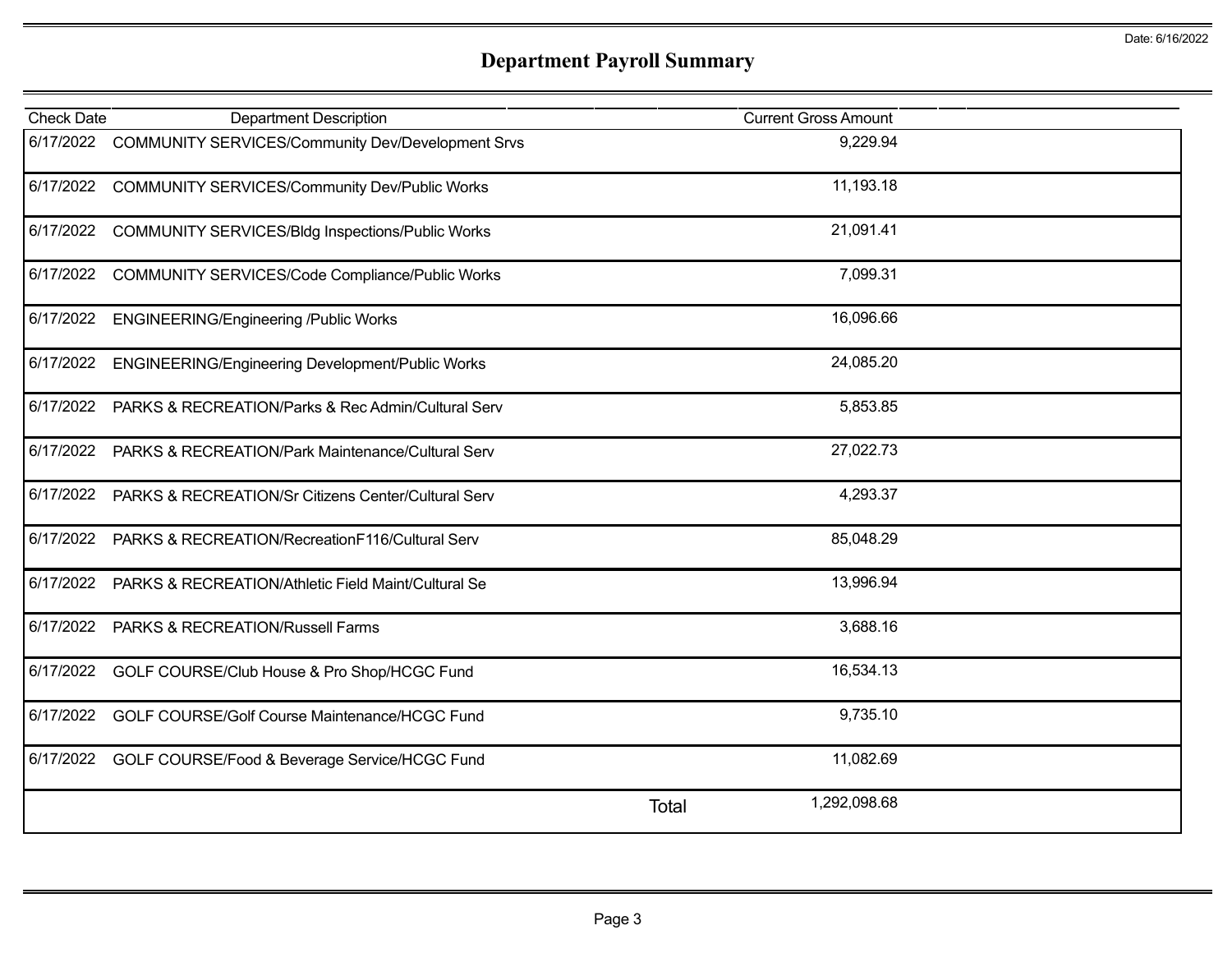Date: 6/16/2022

# Department Payroll Summary

| Check Date | Department Description | | Current Gross Amount |
|---|---|---|---|
| 6/17/2022 | COMMUNITY SERVICES/Community Dev/Development Srvs | | 9,229.94 |
| 6/17/2022 | COMMUNITY SERVICES/Community Dev/Public Works | | 11,193.18 |
| 6/17/2022 | COMMUNITY SERVICES/Bldg Inspections/Public Works | | 21,091.41 |
| 6/17/2022 | COMMUNITY SERVICES/Code Compliance/Public Works | | 7,099.31 |
| 6/17/2022 | ENGINEERING/Engineering /Public Works | | 16,096.66 |
| 6/17/2022 | ENGINEERING/Engineering Development/Public Works | | 24,085.20 |
| 6/17/2022 | PARKS & RECREATION/Parks & Rec Admin/Cultural Serv | | 5,853.85 |
| 6/17/2022 | PARKS & RECREATION/Park Maintenance/Cultural Serv | | 27,022.73 |
| 6/17/2022 | PARKS & RECREATION/Sr Citizens Center/Cultural Serv | | 4,293.37 |
| 6/17/2022 | PARKS & RECREATION/RecreationF116/Cultural Serv | | 85,048.29 |
| 6/17/2022 | PARKS & RECREATION/Athletic Field Maint/Cultural Se | | 13,996.94 |
| 6/17/2022 | PARKS & RECREATION/Russell Farms | | 3,688.16 |
| 6/17/2022 | GOLF COURSE/Club House & Pro Shop/HCGC Fund | | 16,534.13 |
| 6/17/2022 | GOLF COURSE/Golf Course Maintenance/HCGC Fund | | 9,735.10 |
| 6/17/2022 | GOLF COURSE/Food & Beverage Service/HCGC Fund | | 11,082.69 |
| | | Total | 1,292,098.68 |